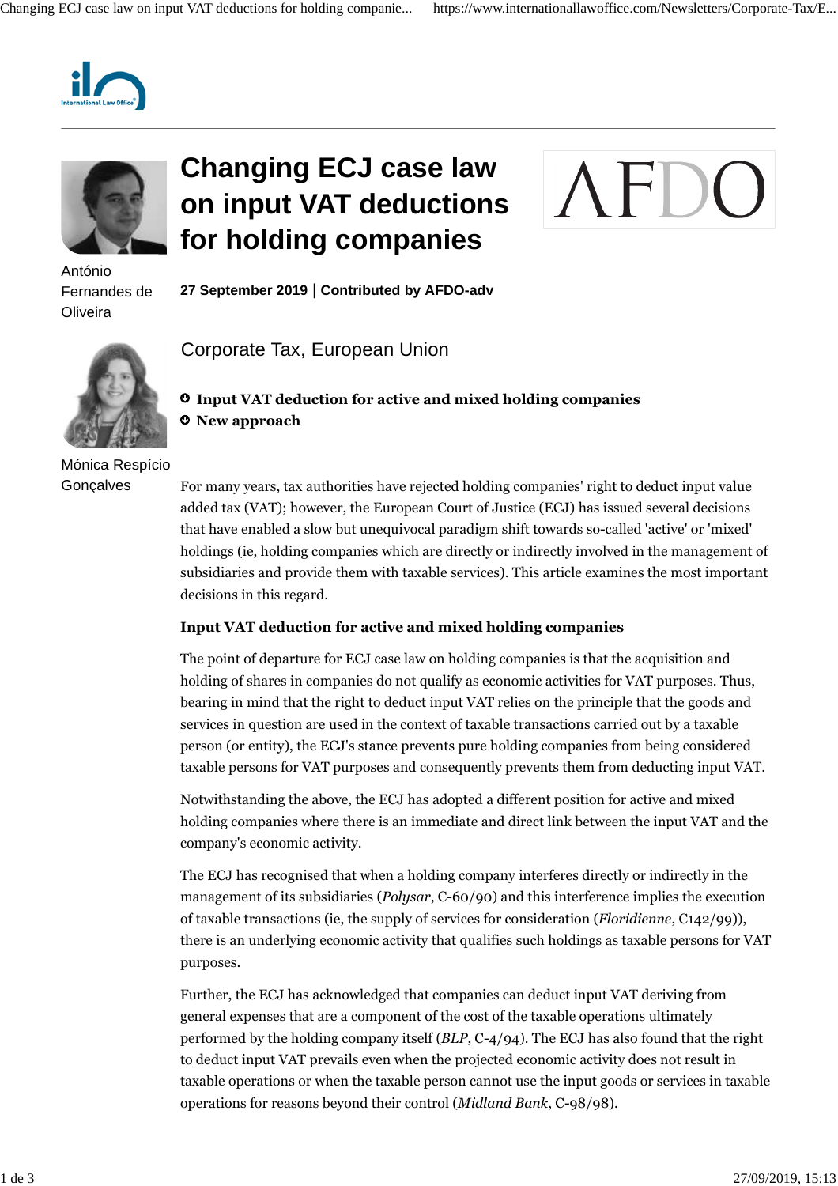# Changing ECJ case law on input VAT deductions for holding companies

António Fernandes de Oliveira

Mónica Respício Gonçalves

**27 September 2019 | Contributed by AFDO-adv**

Corporate Tax, European Union

- **Input VAT deduction for active and mixed holding companies**
- **New approach**

For many years, tax authorities have rejected holding companies' right to deduct input value added tax (VAT); however, the European Court of Justice (ECJ) has issued several decisions that have enabled a slow but unequivocal paradigm shift towards so-called 'active' or 'mixed' holdings (ie, holding companies which are directly or indirectly involved in the management of subsidiaries and provide them with taxable services). This article examines the most important decisions in this regard.

**Input VAT deduction for active and mixed holding companies**

The point of departure for ECJ case law on holding companies is that the acquisition and holding of shares in companies do not qualify as economic activities for VAT purposes. Thus, bearing in mind that the right to deduct input VAT relies on the principle that the goods and services in question are used in the context of taxable transactions carried out by a taxable person (or entity), the ECJ's stance prevents pure holding companies from being considered taxable persons for VAT purposes and consequently prevents them from deducting input VAT.

Notwithstanding the above, the ECJ has adopted a different position for active and mixed holding companies where there is an immediate and direct link between the input VAT and the company's economic activity.

The ECJ has recognised that when a holding company interferes directly or indirectly in the management of its subsidiaries (*Polysar*, C-60/90) and this interference implies the execution of taxable transactions (ie, the supply of services for consideration (*Floridienne*, C142/99)), there is an underlying economic activity that qualifies such holdings as taxable persons for VAT purposes.

Further, the ECJ has acknowledged that companies can deduct input VAT deriving from general expenses that are a component of the cost of the taxable operations ultimately performed by the holding company itself (*BLP*, C-4/94). The ECJ has also found that the right to deduct input VAT prevails even when the projected economic activity does not result in taxable operations or when the taxable person cannot use the input goods or services in taxable operations for reasons beyond their control (*Midland Bank*, C-98/98).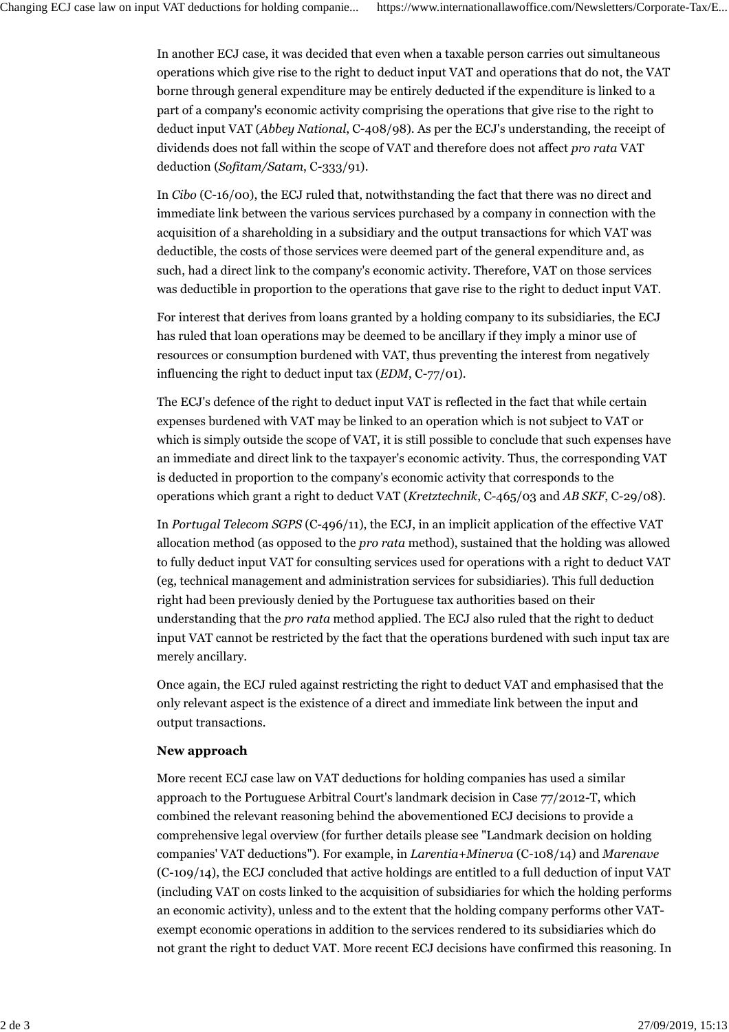In another ECJ case, it was decided that even when a taxable person carries out simultaneous operations which give rise to the right to deduct input VAT and operations that do not, the VAT borne through general expenditure may be entirely deducted if the expenditure is linked to a part of a company's economic activity comprising the operations that give rise to the right to deduct input VAT (*Abbey National*, C-408/98). As per the ECJ's understanding, the receipt of dividends does not fall within the scope of VAT and therefore does not affect *pro rata* VAT deduction (*Sofitam/Satam*, C-333/91).

In *Cibo* (C-16/00), the ECJ ruled that, notwithstanding the fact that there was no direct and immediate link between the various services purchased by a company in connection with the acquisition of a shareholding in a subsidiary and the output transactions for which VAT was deductible, the costs of those services were deemed part of the general expenditure and, as such, had a direct link to the company's economic activity. Therefore, VAT on those services was deductible in proportion to the operations that gave rise to the right to deduct input VAT.

For interest that derives from loans granted by a holding company to its subsidiaries, the ECJ has ruled that loan operations may be deemed to be ancillary if they imply a minor use of resources or consumption burdened with VAT, thus preventing the interest from negatively influencing the right to deduct input tax (*EDM*, C-77/01).

The ECJ's defence of the right to deduct input VAT is reflected in the fact that while certain expenses burdened with VAT may be linked to an operation which is not subject to VAT or which is simply outside the scope of VAT, it is still possible to conclude that such expenses have an immediate and direct link to the taxpayer's economic activity. Thus, the corresponding VAT is deducted in proportion to the company's economic activity that corresponds to the operations which grant a right to deduct VAT (*Kretztechnik*, C-465/03 and *AB SKF*, C-29/08).

In *Portugal Telecom SGPS* (C-496/11), the ECJ, in an implicit application of the effective VAT allocation method (as opposed to the *pro rata* method), sustained that the holding was allowed to fully deduct input VAT for consulting services used for operations with a right to deduct VAT (eg, technical management and administration services for subsidiaries). This full deduction right had been previously denied by the Portuguese tax authorities based on their understanding that the *pro rata* method applied. The ECJ also ruled that the right to deduct input VAT cannot be restricted by the fact that the operations burdened with such input tax are merely ancillary.

Once again, the ECJ ruled against restricting the right to deduct VAT and emphasised that the only relevant aspect is the existence of a direct and immediate link between the input and output transactions.

**New approach**

More recent ECJ case law on VAT deductions for holding companies has used a similar approach to the Portuguese Arbitral Court's landmark decision in Case 77/2012-T, which combined the relevant reasoning behind the abovementioned ECJ decisions to provide a comprehensive legal overview (for further details please see "Landmark decision on holding companies' VAT deductions"). For example, in *Larentia+Minerva* (C-108/14) and *Marenave* (C-109/14), the ECJ concluded that active holdings are entitled to a full deduction of input VAT (including VAT on costs linked to the acquisition of subsidiaries for which the holding performs an economic activity), unless and to the extent that the holding company performs other VAT-exempt economic operations in addition to the services rendered to its subsidiaries which do not grant the right to deduct VAT. More recent ECJ decisions have confirmed this reasoning. In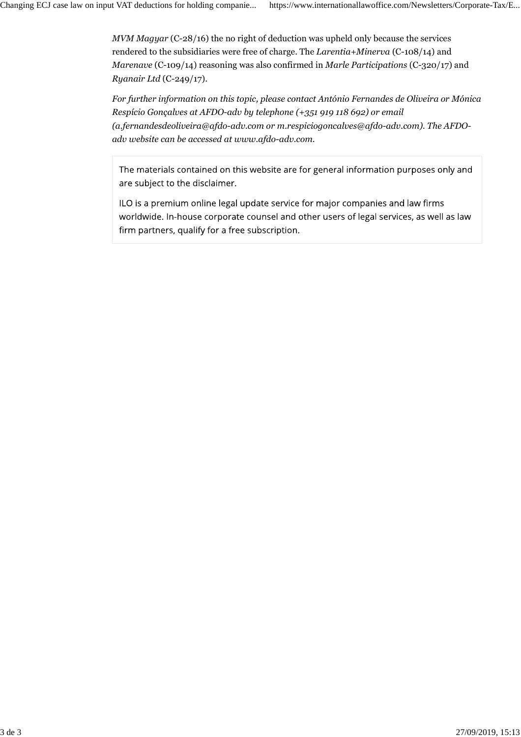*MVM Magyar* (C-28/16) the no right of deduction was upheld only because the services rendered to the subsidiaries were free of charge. The *Larentia+Minerva* (C-108/14) and *Marenave* (C-109/14) reasoning was also confirmed in *Marle Participations* (C-320/17) and *Ryanair Ltd* (C-249/17).

*For further information on this topic, please contact António Fernandes de Oliveira or Mónica Respício Gonçalves at AFDO-adv by telephone (+351 919 118 692) or email (a.fernandesdeoliveira@afdo-adv.com or m.respiciogoncalves@afdo-adv.com). The AFDO-adv website can be accessed at www.afdo-adv.com.*

The materials contained on this website are for general information purposes only and are subject to the disclaimer.

ILO is a premium online legal update service for major companies and law firms worldwide. In-house corporate counsel and other users of legal services, as well as law firm partners, qualify for a free subscription.